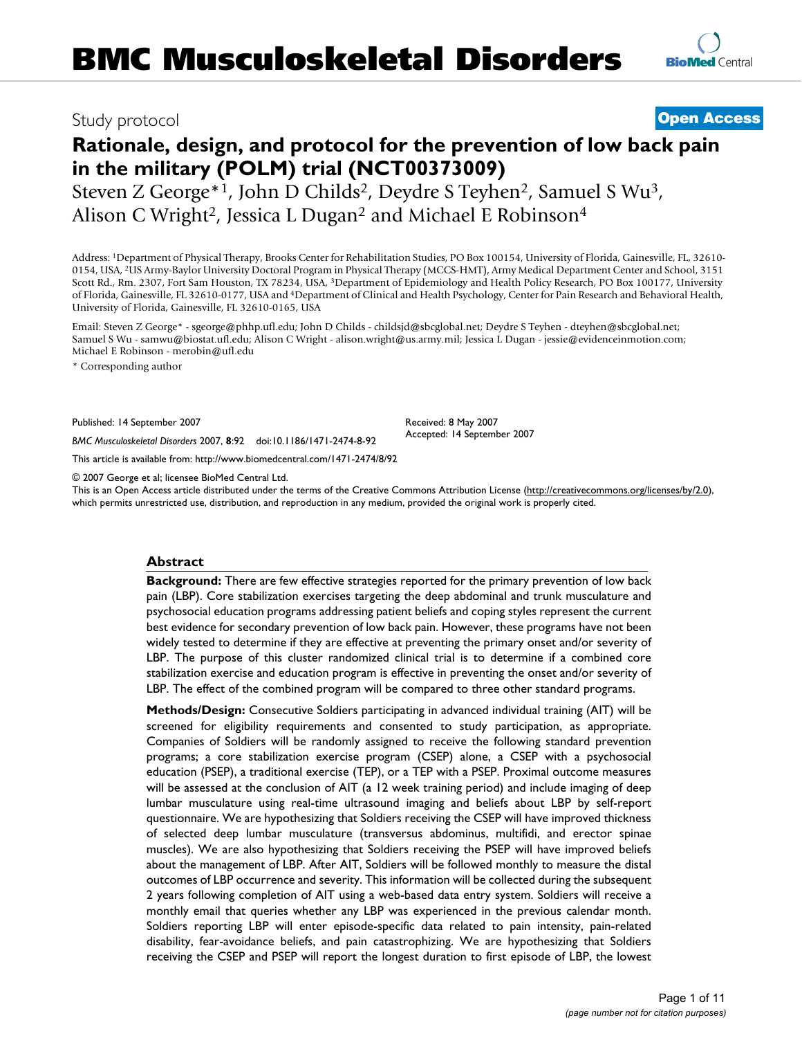# BMC Musculoskeletal Disorders

Study protocol

**Open Access**

## Rationale, design, and protocol for the prevention of low back pain in the military (POLM) trial (NCT00373009)

Steven Z George*[1], John D Childs[2], Deydre S Teyhen[2], Samuel S Wu[3], Alison C Wright[2], Jessica L Dugan[2] and Michael E Robinson[4]

Address: [1]Department of Physical Therapy, Brooks Center for Rehabilitation Studies, PO Box 100154, University of Florida, Gainesville, FL, 32610-0154, USA, [2]US Army-Baylor University Doctoral Program in Physical Therapy (MCCS-HMT), Army Medical Department Center and School, 3151 Scott Rd., Rm. 2307, Fort Sam Houston, TX 78234, USA, [3]Department of Epidemiology and Health Policy Research, PO Box 100177, University of Florida, Gainesville, FL 32610-0177, USA and [4]Department of Clinical and Health Psychology, Center for Pain Research and Behavioral Health, University of Florida, Gainesville, FL 32610-0165, USA

Email: Steven Z George* - sgeorge@phhp.ufl.edu; John D Childs - childsjd@sbcglobal.net; Deydre S Teyhen - dteyhen@sbcglobal.net; Samuel S Wu - samwu@biostat.ufl.edu; Alison C Wright - alison.wright@us.army.mil; Jessica L Dugan - jessie@evidenceinmotion.com; Michael E Robinson - merobin@ufl.edu

* Corresponding author

Published: 14 September 2007

*BMC Musculoskeletal Disorders* 2007, **8**:92 doi:10.1186/1471-2474-8-92

Received: 8 May 2007
Accepted: 14 September 2007

This article is available from: http://www.biomedcentral.com/1471-2474/8/92

© 2007 George et al; licensee BioMed Central Ltd.
This is an Open Access article distributed under the terms of the Creative Commons Attribution License (http://creativecommons.org/licenses/by/2.0), which permits unrestricted use, distribution, and reproduction in any medium, provided the original work is properly cited.

### Abstract

**Background:** There are few effective strategies reported for the primary prevention of low back pain (LBP). Core stabilization exercises targeting the deep abdominal and trunk musculature and psychosocial education programs addressing patient beliefs and coping styles represent the current best evidence for secondary prevention of low back pain. However, these programs have not been widely tested to determine if they are effective at preventing the primary onset and/or severity of LBP. The purpose of this cluster randomized clinical trial is to determine if a combined core stabilization exercise and education program is effective in preventing the onset and/or severity of LBP. The effect of the combined program will be compared to three other standard programs.

**Methods/Design:** Consecutive Soldiers participating in advanced individual training (AIT) will be screened for eligibility requirements and consented to study participation, as appropriate. Companies of Soldiers will be randomly assigned to receive the following standard prevention programs; a core stabilization exercise program (CSEP) alone, a CSEP with a psychosocial education (PSEP), a traditional exercise (TEP), or a TEP with a PSEP. Proximal outcome measures will be assessed at the conclusion of AIT (a 12 week training period) and include imaging of deep lumbar musculature using real-time ultrasound imaging and beliefs about LBP by self-report questionnaire. We are hypothesizing that Soldiers receiving the CSEP will have improved thickness of selected deep lumbar musculature (transversus abdominus, multifidi, and erector spinae muscles). We are also hypothesizing that Soldiers receiving the PSEP will have improved beliefs about the management of LBP. After AIT, Soldiers will be followed monthly to measure the distal outcomes of LBP occurrence and severity. This information will be collected during the subsequent 2 years following completion of AIT using a web-based data entry system. Soldiers will receive a monthly email that queries whether any LBP was experienced in the previous calendar month. Soldiers reporting LBP will enter episode-specific data related to pain intensity, pain-related disability, fear-avoidance beliefs, and pain catastrophizing. We are hypothesizing that Soldiers receiving the CSEP and PSEP will report the longest duration to first episode of LBP, the lowest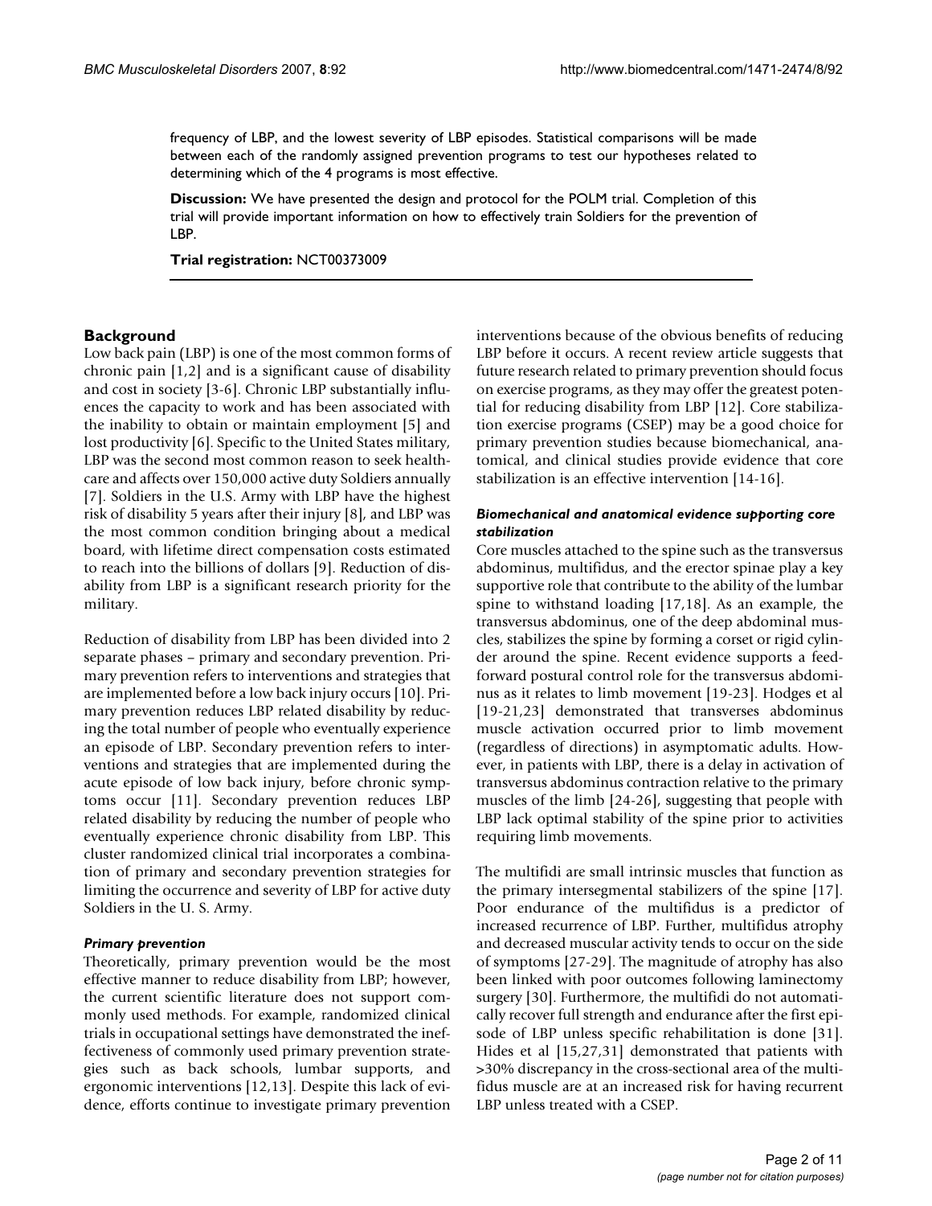frequency of LBP, and the lowest severity of LBP episodes. Statistical comparisons will be made between each of the randomly assigned prevention programs to test our hypotheses related to determining which of the 4 programs is most effective.

**Discussion:** We have presented the design and protocol for the POLM trial. Completion of this trial will provide important information on how to effectively train Soldiers for the prevention of LBP.

**Trial registration:** NCT00373009

## Background

Low back pain (LBP) is one of the most common forms of chronic pain [1,2] and is a significant cause of disability and cost in society [3-6]. Chronic LBP substantially influences the capacity to work and has been associated with the inability to obtain or maintain employment [5] and lost productivity [6]. Specific to the United States military, LBP was the second most common reason to seek healthcare and affects over 150,000 active duty Soldiers annually [7]. Soldiers in the U.S. Army with LBP have the highest risk of disability 5 years after their injury [8], and LBP was the most common condition bringing about a medical board, with lifetime direct compensation costs estimated to reach into the billions of dollars [9]. Reduction of disability from LBP is a significant research priority for the military.

Reduction of disability from LBP has been divided into 2 separate phases – primary and secondary prevention. Primary prevention refers to interventions and strategies that are implemented before a low back injury occurs [10]. Primary prevention reduces LBP related disability by reducing the total number of people who eventually experience an episode of LBP. Secondary prevention refers to interventions and strategies that are implemented during the acute episode of low back injury, before chronic symptoms occur [11]. Secondary prevention reduces LBP related disability by reducing the number of people who eventually experience chronic disability from LBP. This cluster randomized clinical trial incorporates a combination of primary and secondary prevention strategies for limiting the occurrence and severity of LBP for active duty Soldiers in the U. S. Army.

### *Primary prevention*

Theoretically, primary prevention would be the most effective manner to reduce disability from LBP; however, the current scientific literature does not support commonly used methods. For example, randomized clinical trials in occupational settings have demonstrated the ineffectiveness of commonly used primary prevention strategies such as back schools, lumbar supports, and ergonomic interventions [12,13]. Despite this lack of evidence, efforts continue to investigate primary prevention interventions because of the obvious benefits of reducing LBP before it occurs. A recent review article suggests that future research related to primary prevention should focus on exercise programs, as they may offer the greatest potential for reducing disability from LBP [12]. Core stabilization exercise programs (CSEP) may be a good choice for primary prevention studies because biomechanical, anatomical, and clinical studies provide evidence that core stabilization is an effective intervention [14-16].

### *Biomechanical and anatomical evidence supporting core stabilization*

Core muscles attached to the spine such as the transversus abdominus, multifidus, and the erector spinae play a key supportive role that contribute to the ability of the lumbar spine to withstand loading [17,18]. As an example, the transversus abdominus, one of the deep abdominal muscles, stabilizes the spine by forming a corset or rigid cylinder around the spine. Recent evidence supports a feedforward postural control role for the transversus abdominus as it relates to limb movement [19-23]. Hodges et al [19-21,23] demonstrated that transverses abdominus muscle activation occurred prior to limb movement (regardless of directions) in asymptomatic adults. However, in patients with LBP, there is a delay in activation of transversus abdominus contraction relative to the primary muscles of the limb [24-26], suggesting that people with LBP lack optimal stability of the spine prior to activities requiring limb movements.

The multifidi are small intrinsic muscles that function as the primary intersegmental stabilizers of the spine [17]. Poor endurance of the multifidus is a predictor of increased recurrence of LBP. Further, multifidus atrophy and decreased muscular activity tends to occur on the side of symptoms [27-29]. The magnitude of atrophy has also been linked with poor outcomes following laminectomy surgery [30]. Furthermore, the multifidi do not automatically recover full strength and endurance after the first episode of LBP unless specific rehabilitation is done [31]. Hides et al [15,27,31] demonstrated that patients with >30% discrepancy in the cross-sectional area of the multifidus muscle are at an increased risk for having recurrent LBP unless treated with a CSEP.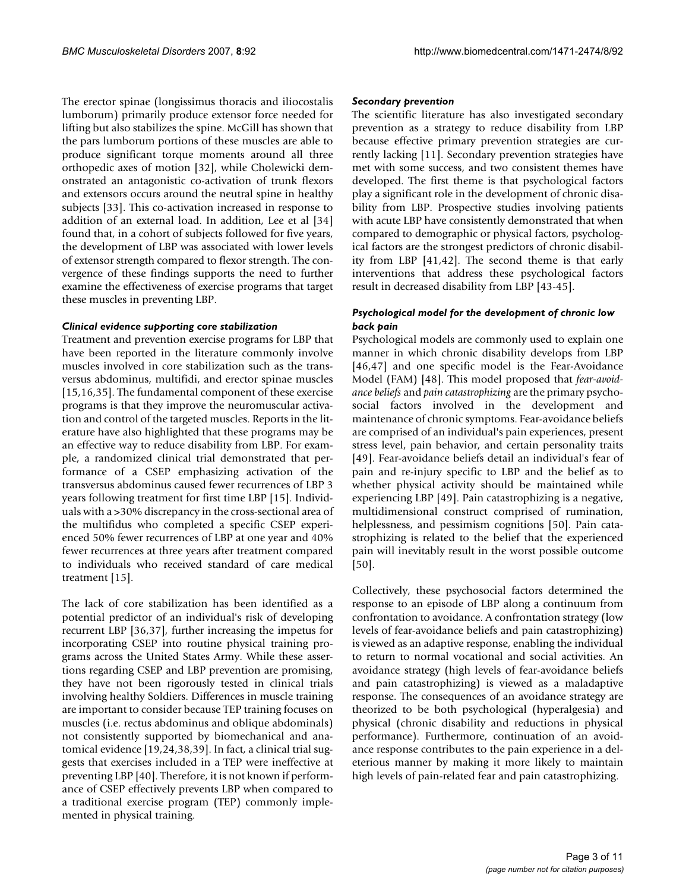The erector spinae (longissimus thoracis and iliocostalis lumborum) primarily produce extensor force needed for lifting but also stabilizes the spine. McGill has shown that the pars lumborum portions of these muscles are able to produce significant torque moments around all three orthopedic axes of motion [32], while Cholewicki demonstrated an antagonistic co-activation of trunk flexors and extensors occurs around the neutral spine in healthy subjects [33]. This co-activation increased in response to addition of an external load. In addition, Lee et al [34] found that, in a cohort of subjects followed for five years, the development of LBP was associated with lower levels of extensor strength compared to flexor strength. The convergence of these findings supports the need to further examine the effectiveness of exercise programs that target these muscles in preventing LBP.

### *Clinical evidence supporting core stabilization*

Treatment and prevention exercise programs for LBP that have been reported in the literature commonly involve muscles involved in core stabilization such as the transversus abdominus, multifidi, and erector spinae muscles [15,16,35]. The fundamental component of these exercise programs is that they improve the neuromuscular activation and control of the targeted muscles. Reports in the literature have also highlighted that these programs may be an effective way to reduce disability from LBP. For example, a randomized clinical trial demonstrated that performance of a CSEP emphasizing activation of the transversus abdominus caused fewer recurrences of LBP 3 years following treatment for first time LBP [15]. Individuals with a >30% discrepancy in the cross-sectional area of the multifidus who completed a specific CSEP experienced 50% fewer recurrences of LBP at one year and 40% fewer recurrences at three years after treatment compared to individuals who received standard of care medical treatment [15].

The lack of core stabilization has been identified as a potential predictor of an individual's risk of developing recurrent LBP [36,37], further increasing the impetus for incorporating CSEP into routine physical training programs across the United States Army. While these assertions regarding CSEP and LBP prevention are promising, they have not been rigorously tested in clinical trials involving healthy Soldiers. Differences in muscle training are important to consider because TEP training focuses on muscles (i.e. rectus abdominus and oblique abdominals) not consistently supported by biomechanical and anatomical evidence [19,24,38,39]. In fact, a clinical trial suggests that exercises included in a TEP were ineffective at preventing LBP [40]. Therefore, it is not known if performance of CSEP effectively prevents LBP when compared to a traditional exercise program (TEP) commonly implemented in physical training.

### *Secondary prevention*

The scientific literature has also investigated secondary prevention as a strategy to reduce disability from LBP because effective primary prevention strategies are currently lacking [11]. Secondary prevention strategies have met with some success, and two consistent themes have developed. The first theme is that psychological factors play a significant role in the development of chronic disability from LBP. Prospective studies involving patients with acute LBP have consistently demonstrated that when compared to demographic or physical factors, psychological factors are the strongest predictors of chronic disability from LBP [41,42]. The second theme is that early interventions that address these psychological factors result in decreased disability from LBP [43-45].

### *Psychological model for the development of chronic low back pain*

Psychological models are commonly used to explain one manner in which chronic disability develops from LBP [46,47] and one specific model is the Fear-Avoidance Model (FAM) [48]. This model proposed that *fear-avoidance beliefs* and *pain catastrophizing* are the primary psychosocial factors involved in the development and maintenance of chronic symptoms. Fear-avoidance beliefs are comprised of an individual's pain experiences, present stress level, pain behavior, and certain personality traits [49]. Fear-avoidance beliefs detail an individual's fear of pain and re-injury specific to LBP and the belief as to whether physical activity should be maintained while experiencing LBP [49]. Pain catastrophizing is a negative, multidimensional construct comprised of rumination, helplessness, and pessimism cognitions [50]. Pain catastrophizing is related to the belief that the experienced pain will inevitably result in the worst possible outcome [50].

Collectively, these psychosocial factors determined the response to an episode of LBP along a continuum from confrontation to avoidance. A confrontation strategy (low levels of fear-avoidance beliefs and pain catastrophizing) is viewed as an adaptive response, enabling the individual to return to normal vocational and social activities. An avoidance strategy (high levels of fear-avoidance beliefs and pain catastrophizing) is viewed as a maladaptive response. The consequences of an avoidance strategy are theorized to be both psychological (hyperalgesia) and physical (chronic disability and reductions in physical performance). Furthermore, continuation of an avoidance response contributes to the pain experience in a deleterious manner by making it more likely to maintain high levels of pain-related fear and pain catastrophizing.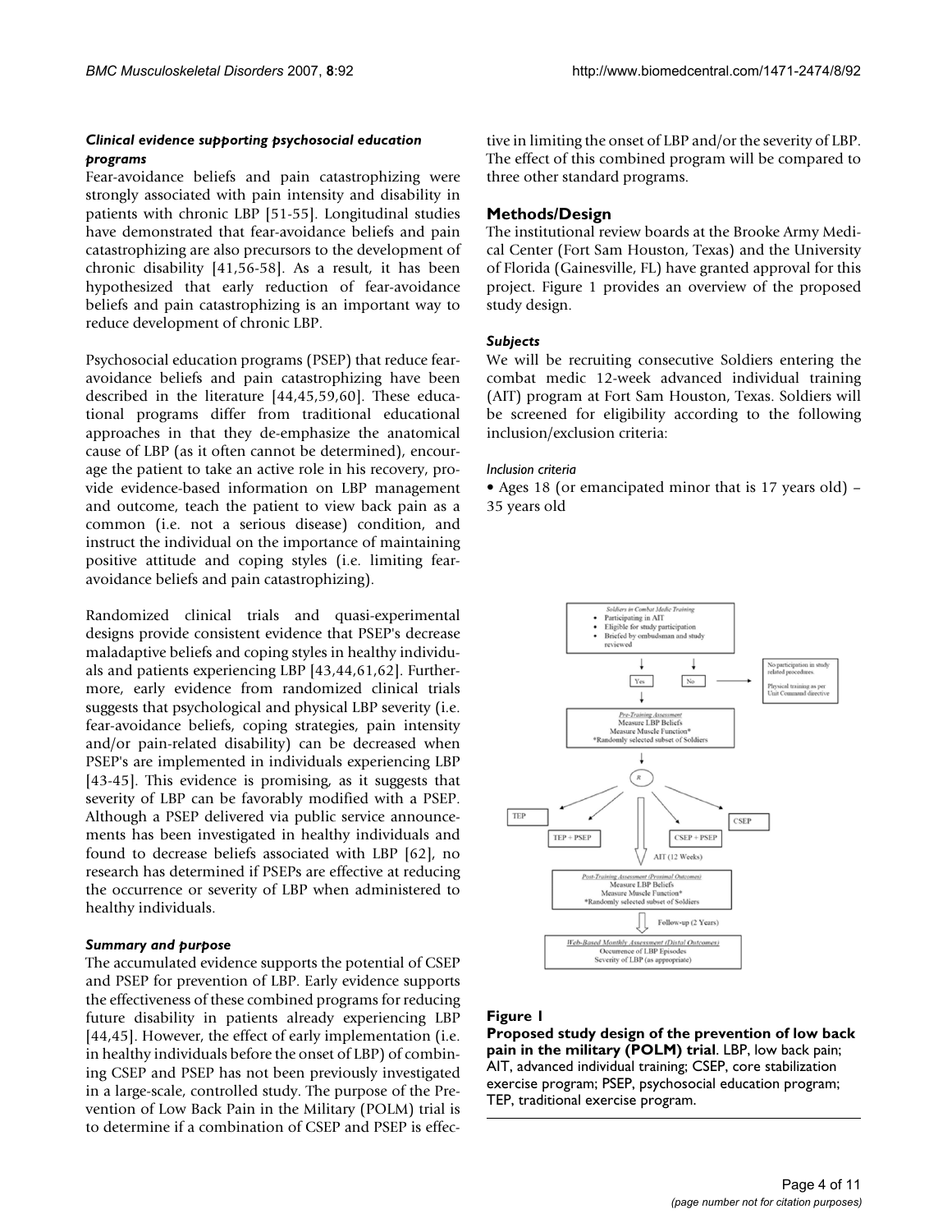### *Clinical evidence supporting psychosocial education programs*

Fear-avoidance beliefs and pain catastrophizing were strongly associated with pain intensity and disability in patients with chronic LBP [51-55]. Longitudinal studies have demonstrated that fear-avoidance beliefs and pain catastrophizing are also precursors to the development of chronic disability [41,56-58]. As a result, it has been hypothesized that early reduction of fear-avoidance beliefs and pain catastrophizing is an important way to reduce development of chronic LBP.

Psychosocial education programs (PSEP) that reduce fear-avoidance beliefs and pain catastrophizing have been described in the literature [44,45,59,60]. These educational programs differ from traditional educational approaches in that they de-emphasize the anatomical cause of LBP (as it often cannot be determined), encourage the patient to take an active role in his recovery, provide evidence-based information on LBP management and outcome, teach the patient to view back pain as a common (i.e. not a serious disease) condition, and instruct the individual on the importance of maintaining positive attitude and coping styles (i.e. limiting fear-avoidance beliefs and pain catastrophizing).

Randomized clinical trials and quasi-experimental designs provide consistent evidence that PSEP's decrease maladaptive beliefs and coping styles in healthy individuals and patients experiencing LBP [43,44,61,62]. Furthermore, early evidence from randomized clinical trials suggests that psychological and physical LBP severity (i.e. fear-avoidance beliefs, coping strategies, pain intensity and/or pain-related disability) can be decreased when PSEP's are implemented in individuals experiencing LBP [43-45]. This evidence is promising, as it suggests that severity of LBP can be favorably modified with a PSEP. Although a PSEP delivered via public service announcements has been investigated in healthy individuals and found to decrease beliefs associated with LBP [62], no research has determined if PSEPs are effective at reducing the occurrence or severity of LBP when administered to healthy individuals.

### *Summary and purpose*

The accumulated evidence supports the potential of CSEP and PSEP for prevention of LBP. Early evidence supports the effectiveness of these combined programs for reducing future disability in patients already experiencing LBP [44,45]. However, the effect of early implementation (i.e. in healthy individuals before the onset of LBP) of combining CSEP and PSEP has not been previously investigated in a large-scale, controlled study. The purpose of the Prevention of Low Back Pain in the Military (POLM) trial is to determine if a combination of CSEP and PSEP is effective in limiting the onset of LBP and/or the severity of LBP. The effect of this combined program will be compared to three other standard programs.

## Methods/Design

The institutional review boards at the Brooke Army Medical Center (Fort Sam Houston, Texas) and the University of Florida (Gainesville, FL) have granted approval for this project. Figure 1 provides an overview of the proposed study design.

### *Subjects*

We will be recruiting consecutive Soldiers entering the combat medic 12-week advanced individual training (AIT) program at Fort Sam Houston, Texas. Soldiers will be screened for eligibility according to the following inclusion/exclusion criteria:

*Inclusion criteria*

- Ages 18 (or emancipated minor that is 17 years old) – 35 years old

**Figure 1**

**Proposed study design of the prevention of low back pain in the military (POLM) trial**. LBP, low back pain; AIT, advanced individual training; CSEP, core stabilization exercise program; PSEP, psychosocial education program; TEP, traditional exercise program.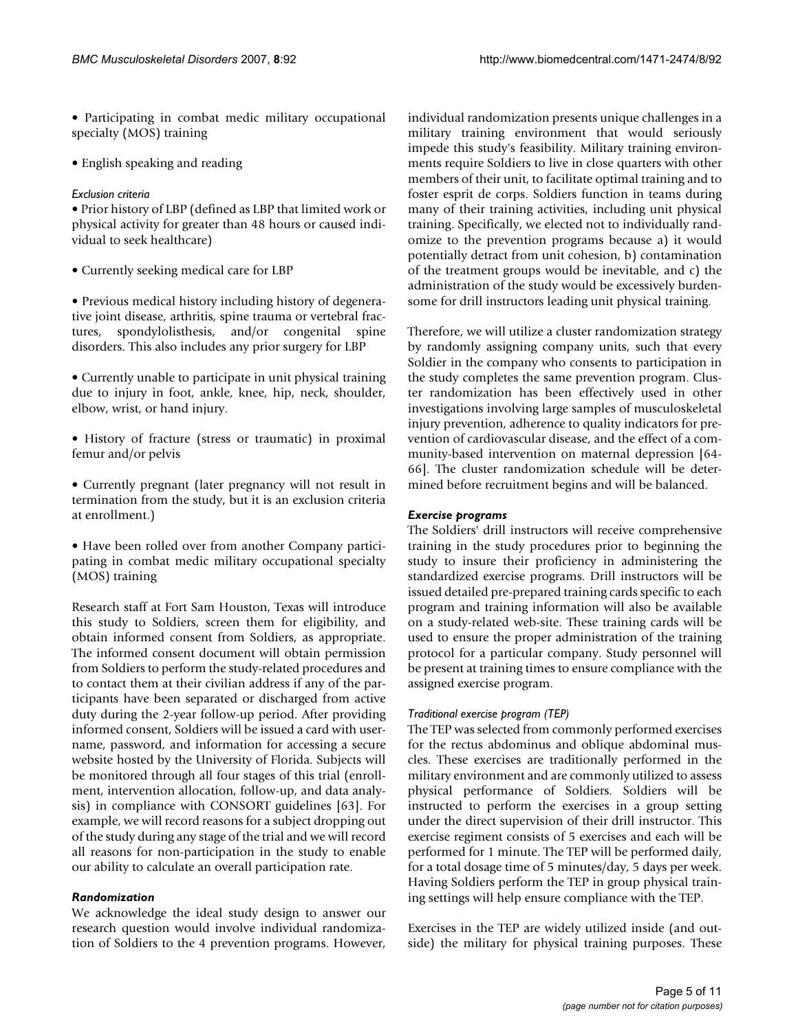- Participating in combat medic military occupational specialty (MOS) training
- English speaking and reading

#### *Exclusion criteria*

- Prior history of LBP (defined as LBP that limited work or physical activity for greater than 48 hours or caused individual to seek healthcare)
- Currently seeking medical care for LBP
- Previous medical history including history of degenerative joint disease, arthritis, spine trauma or vertebral fractures, spondylolisthesis, and/or congenital spine disorders. This also includes any prior surgery for LBP
- Currently unable to participate in unit physical training due to injury in foot, ankle, knee, hip, neck, shoulder, elbow, wrist, or hand injury.
- History of fracture (stress or traumatic) in proximal femur and/or pelvis
- Currently pregnant (later pregnancy will not result in termination from the study, but it is an exclusion criteria at enrollment.)
- Have been rolled over from another Company participating in combat medic military occupational specialty (MOS) training

Research staff at Fort Sam Houston, Texas will introduce this study to Soldiers, screen them for eligibility, and obtain informed consent from Soldiers, as appropriate. The informed consent document will obtain permission from Soldiers to perform the study-related procedures and to contact them at their civilian address if any of the participants have been separated or discharged from active duty during the 2-year follow-up period. After providing informed consent, Soldiers will be issued a card with username, password, and information for accessing a secure website hosted by the University of Florida. Subjects will be monitored through all four stages of this trial (enrollment, intervention allocation, follow-up, and data analysis) in compliance with CONSORT guidelines [63]. For example, we will record reasons for a subject dropping out of the study during any stage of the trial and we will record all reasons for non-participation in the study to enable our ability to calculate an overall participation rate.

### *Randomization*

We acknowledge the ideal study design to answer our research question would involve individual randomization of Soldiers to the 4 prevention programs. However, individual randomization presents unique challenges in a military training environment that would seriously impede this study's feasibility. Military training environments require Soldiers to live in close quarters with other members of their unit, to facilitate optimal training and to foster esprit de corps. Soldiers function in teams during many of their training activities, including unit physical training. Specifically, we elected not to individually randomize to the prevention programs because a) it would potentially detract from unit cohesion, b) contamination of the treatment groups would be inevitable, and c) the administration of the study would be excessively burdensome for drill instructors leading unit physical training.

Therefore, we will utilize a cluster randomization strategy by randomly assigning company units, such that every Soldier in the company who consents to participation in the study completes the same prevention program. Cluster randomization has been effectively used in other investigations involving large samples of musculoskeletal injury prevention, adherence to quality indicators for prevention of cardiovascular disease, and the effect of a community-based intervention on maternal depression [64-66]. The cluster randomization schedule will be determined before recruitment begins and will be balanced.

### *Exercise programs*

The Soldiers' drill instructors will receive comprehensive training in the study procedures prior to beginning the study to insure their proficiency in administering the standardized exercise programs. Drill instructors will be issued detailed pre-prepared training cards specific to each program and training information will also be available on a study-related web-site. These training cards will be used to ensure the proper administration of the training protocol for a particular company. Study personnel will be present at training times to ensure compliance with the assigned exercise program.

#### *Traditional exercise program (TEP)*

The TEP was selected from commonly performed exercises for the rectus abdominus and oblique abdominal muscles. These exercises are traditionally performed in the military environment and are commonly utilized to assess physical performance of Soldiers. Soldiers will be instructed to perform the exercises in a group setting under the direct supervision of their drill instructor. This exercise regiment consists of 5 exercises and each will be performed for 1 minute. The TEP will be performed daily, for a total dosage time of 5 minutes/day, 5 days per week. Having Soldiers perform the TEP in group physical training settings will help ensure compliance with the TEP.

Exercises in the TEP are widely utilized inside (and outside) the military for physical training purposes. These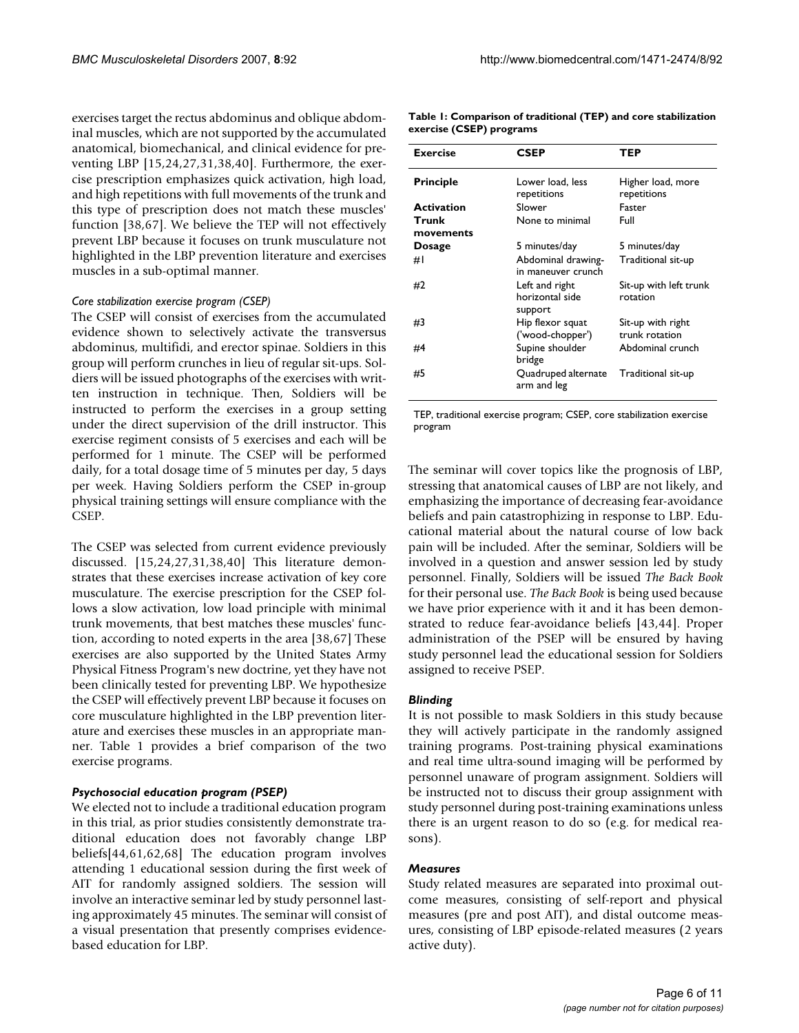exercises target the rectus abdominus and oblique abdominal muscles, which are not supported by the accumulated anatomical, biomechanical, and clinical evidence for preventing LBP [15,24,27,31,38,40]. Furthermore, the exercise prescription emphasizes quick activation, high load, and high repetitions with full movements of the trunk and this type of prescription does not match these muscles' function [38,67]. We believe the TEP will not effectively prevent LBP because it focuses on trunk musculature not highlighted in the LBP prevention literature and exercises muscles in a sub-optimal manner.

*Core stabilization exercise program (CSEP)*

The CSEP will consist of exercises from the accumulated evidence shown to selectively activate the transversus abdominus, multifidi, and erector spinae. Soldiers in this group will perform crunches in lieu of regular sit-ups. Soldiers will be issued photographs of the exercises with written instruction in technique. Then, Soldiers will be instructed to perform the exercises in a group setting under the direct supervision of the drill instructor. This exercise regiment consists of 5 exercises and each will be performed for 1 minute. The CSEP will be performed daily, for a total dosage time of 5 minutes per day, 5 days per week. Having Soldiers perform the CSEP in-group physical training settings will ensure compliance with the CSEP.

The CSEP was selected from current evidence previously discussed. [15,24,27,31,38,40] This literature demonstrates that these exercises increase activation of key core musculature. The exercise prescription for the CSEP follows a slow activation, low load principle with minimal trunk movements, that best matches these muscles' function, according to noted experts in the area [38,67] These exercises are also supported by the United States Army Physical Fitness Program's new doctrine, yet they have not been clinically tested for preventing LBP. We hypothesize the CSEP will effectively prevent LBP because it focuses on core musculature highlighted in the LBP prevention literature and exercises these muscles in an appropriate manner. Table 1 provides a brief comparison of the two exercise programs.

**Table 1: Comparison of traditional (TEP) and core stabilization exercise (CSEP) programs**

| Exercise | CSEP | TEP |
|---|---|---|
| **Principle** | Lower load, less repetitions | Higher load, more repetitions |
| **Activation** | Slower | Faster |
| **Trunk movements** | None to minimal | Full |
| **Dosage** | 5 minutes/day | 5 minutes/day |
| #1 | Abdominal drawing-in maneuver crunch | Traditional sit-up |
| #2 | Left and right horizontal side support | Sit-up with left trunk rotation |
| #3 | Hip flexor squat ('wood-chopper') | Sit-up with right trunk rotation |
| #4 | Supine shoulder bridge | Abdominal crunch |
| #5 | Quadruped alternate arm and leg | Traditional sit-up |

TEP, traditional exercise program; CSEP, core stabilization exercise program

### *Psychosocial education program (PSEP)*

We elected not to include a traditional education program in this trial, as prior studies consistently demonstrate traditional education does not favorably change LBP beliefs[44,61,62,68] The education program involves attending 1 educational session during the first week of AIT for randomly assigned soldiers. The session will involve an interactive seminar led by study personnel lasting approximately 45 minutes. The seminar will consist of a visual presentation that presently comprises evidence-based education for LBP.

The seminar will cover topics like the prognosis of LBP, stressing that anatomical causes of LBP are not likely, and emphasizing the importance of decreasing fear-avoidance beliefs and pain catastrophizing in response to LBP. Educational material about the natural course of low back pain will be included. After the seminar, Soldiers will be involved in a question and answer session led by study personnel. Finally, Soldiers will be issued *The Back Book* for their personal use. *The Back Book* is being used because we have prior experience with it and it has been demonstrated to reduce fear-avoidance beliefs [43,44]. Proper administration of the PSEP will be ensured by having study personnel lead the educational session for Soldiers assigned to receive PSEP.

### *Blinding*

It is not possible to mask Soldiers in this study because they will actively participate in the randomly assigned training programs. Post-training physical examinations and real time ultra-sound imaging will be performed by personnel unaware of program assignment. Soldiers will be instructed not to discuss their group assignment with study personnel during post-training examinations unless there is an urgent reason to do so (e.g. for medical reasons).

### *Measures*

Study related measures are separated into proximal outcome measures, consisting of self-report and physical measures (pre and post AIT), and distal outcome measures, consisting of LBP episode-related measures (2 years active duty).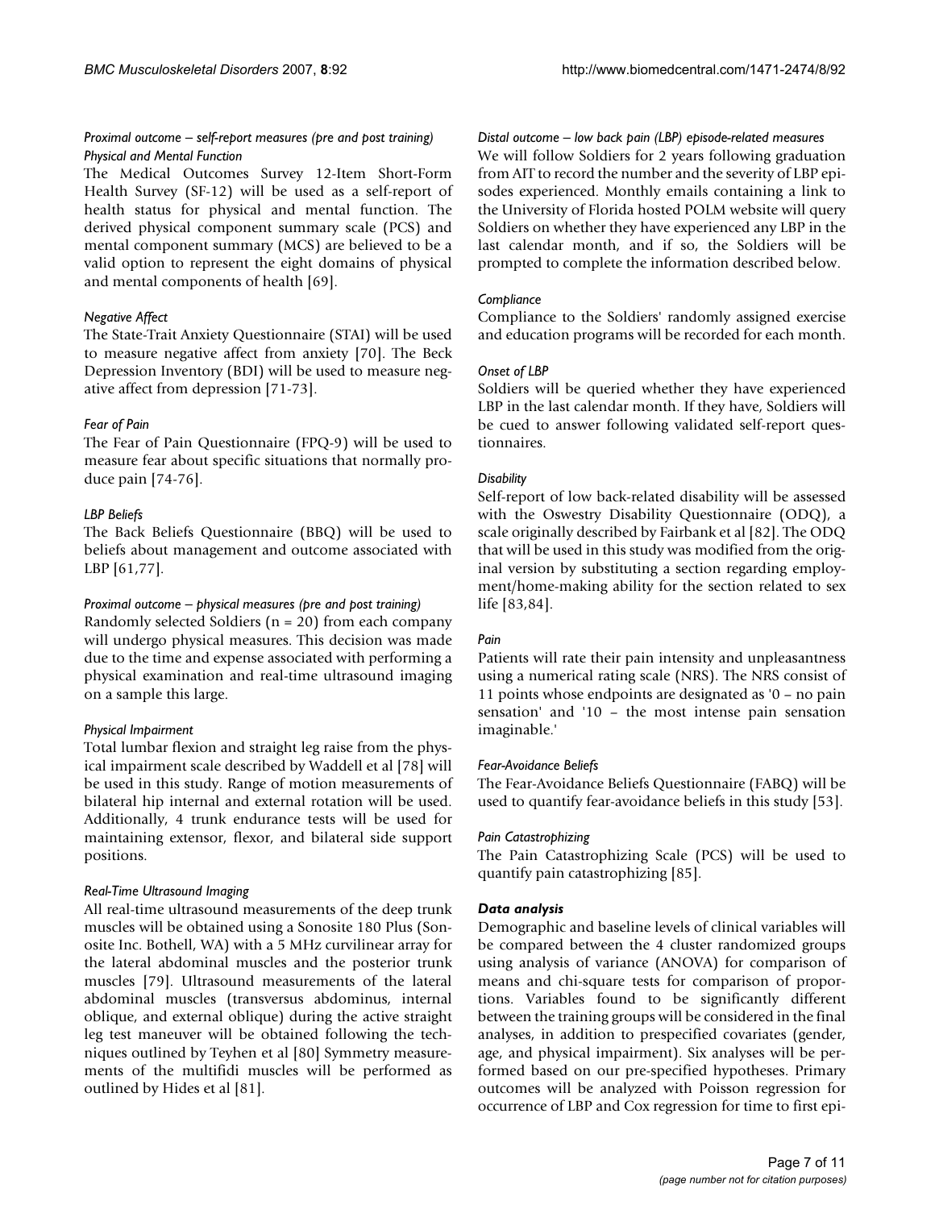*Proximal outcome – self-report measures (pre and post training)*

*Physical and Mental Function*

The Medical Outcomes Survey 12-Item Short-Form Health Survey (SF-12) will be used as a self-report of health status for physical and mental function. The derived physical component summary scale (PCS) and mental component summary (MCS) are believed to be a valid option to represent the eight domains of physical and mental components of health [69].

*Negative Affect*

The State-Trait Anxiety Questionnaire (STAI) will be used to measure negative affect from anxiety [70]. The Beck Depression Inventory (BDI) will be used to measure negative affect from depression [71-73].

*Fear of Pain*

The Fear of Pain Questionnaire (FPQ-9) will be used to measure fear about specific situations that normally produce pain [74-76].

*LBP Beliefs*

The Back Beliefs Questionnaire (BBQ) will be used to beliefs about management and outcome associated with LBP [61,77].

*Proximal outcome – physical measures (pre and post training)*

Randomly selected Soldiers (n = 20) from each company will undergo physical measures. This decision was made due to the time and expense associated with performing a physical examination and real-time ultrasound imaging on a sample this large.

*Physical Impairment*

Total lumbar flexion and straight leg raise from the physical impairment scale described by Waddell et al [78] will be used in this study. Range of motion measurements of bilateral hip internal and external rotation will be used. Additionally, 4 trunk endurance tests will be used for maintaining extensor, flexor, and bilateral side support positions.

*Real-Time Ultrasound Imaging*

All real-time ultrasound measurements of the deep trunk muscles will be obtained using a Sonosite 180 Plus (Sonosite Inc. Bothell, WA) with a 5 MHz curvilinear array for the lateral abdominal muscles and the posterior trunk muscles [79]. Ultrasound measurements of the lateral abdominal muscles (transversus abdominus, internal oblique, and external oblique) during the active straight leg test maneuver will be obtained following the techniques outlined by Teyhen et al [80] Symmetry measurements of the multifidi muscles will be performed as outlined by Hides et al [81].

*Distal outcome – low back pain (LBP) episode-related measures*

We will follow Soldiers for 2 years following graduation from AIT to record the number and the severity of LBP episodes experienced. Monthly emails containing a link to the University of Florida hosted POLM website will query Soldiers on whether they have experienced any LBP in the last calendar month, and if so, the Soldiers will be prompted to complete the information described below.

*Compliance*

Compliance to the Soldiers' randomly assigned exercise and education programs will be recorded for each month.

*Onset of LBP*

Soldiers will be queried whether they have experienced LBP in the last calendar month. If they have, Soldiers will be cued to answer following validated self-report questionnaires.

*Disability*

Self-report of low back-related disability will be assessed with the Oswestry Disability Questionnaire (ODQ), a scale originally described by Fairbank et al [82]. The ODQ that will be used in this study was modified from the original version by substituting a section regarding employment/home-making ability for the section related to sex life [83,84].

*Pain*

Patients will rate their pain intensity and unpleasantness using a numerical rating scale (NRS). The NRS consist of 11 points whose endpoints are designated as '0 – no pain sensation' and '10 – the most intense pain sensation imaginable.'

*Fear-Avoidance Beliefs*

The Fear-Avoidance Beliefs Questionnaire (FABQ) will be used to quantify fear-avoidance beliefs in this study [53].

*Pain Catastrophizing*

The Pain Catastrophizing Scale (PCS) will be used to quantify pain catastrophizing [85].

***Data analysis***

Demographic and baseline levels of clinical variables will be compared between the 4 cluster randomized groups using analysis of variance (ANOVA) for comparison of means and chi-square tests for comparison of proportions. Variables found to be significantly different between the training groups will be considered in the final analyses, in addition to prespecified covariates (gender, age, and physical impairment). Six analyses will be performed based on our pre-specified hypotheses. Primary outcomes will be analyzed with Poisson regression for occurrence of LBP and Cox regression for time to first epi-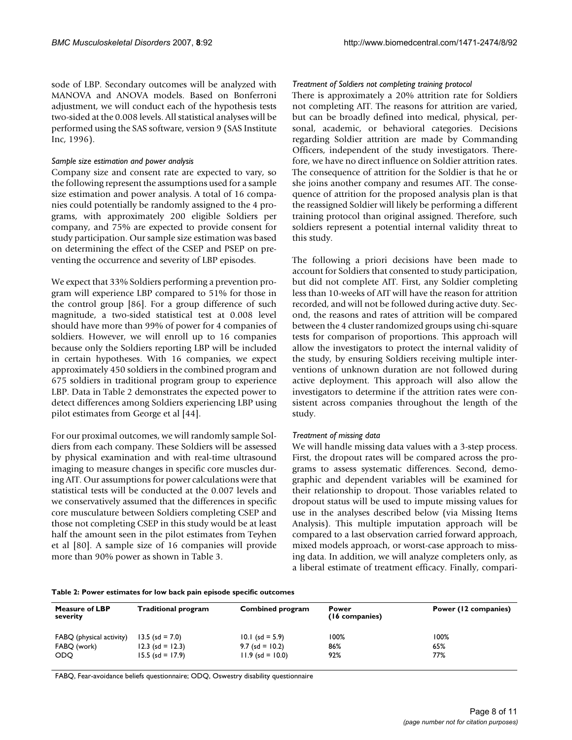sode of LBP. Secondary outcomes will be analyzed with MANOVA and ANOVA models. Based on Bonferroni adjustment, we will conduct each of the hypothesis tests two-sided at the 0.008 levels. All statistical analyses will be performed using the SAS software, version 9 (SAS Institute Inc, 1996).

#### *Sample size estimation and power analysis*

Company size and consent rate are expected to vary, so the following represent the assumptions used for a sample size estimation and power analysis. A total of 16 companies could potentially be randomly assigned to the 4 programs, with approximately 200 eligible Soldiers per company, and 75% are expected to provide consent for study participation. Our sample size estimation was based on determining the effect of the CSEP and PSEP on preventing the occurrence and severity of LBP episodes.

We expect that 33% Soldiers performing a prevention program will experience LBP compared to 51% for those in the control group [86]. For a group difference of such magnitude, a two-sided statistical test at 0.008 level should have more than 99% of power for 4 companies of soldiers. However, we will enroll up to 16 companies because only the Soldiers reporting LBP will be included in certain hypotheses. With 16 companies, we expect approximately 450 soldiers in the combined program and 675 soldiers in traditional program group to experience LBP. Data in Table 2 demonstrates the expected power to detect differences among Soldiers experiencing LBP using pilot estimates from George et al [44].

For our proximal outcomes, we will randomly sample Soldiers from each company. These Soldiers will be assessed by physical examination and with real-time ultrasound imaging to measure changes in specific core muscles during AIT. Our assumptions for power calculations were that statistical tests will be conducted at the 0.007 levels and we conservatively assumed that the differences in specific core musculature between Soldiers completing CSEP and those not completing CSEP in this study would be at least half the amount seen in the pilot estimates from Teyhen et al [80]. A sample size of 16 companies will provide more than 90% power as shown in Table 3.

#### *Treatment of Soldiers not completing training protocol*

There is approximately a 20% attrition rate for Soldiers not completing AIT. The reasons for attrition are varied, but can be broadly defined into medical, physical, personal, academic, or behavioral categories. Decisions regarding Soldier attrition are made by Commanding Officers, independent of the study investigators. Therefore, we have no direct influence on Soldier attrition rates. The consequence of attrition for the Soldier is that he or she joins another company and resumes AIT. The consequence of attrition for the proposed analysis plan is that the reassigned Soldier will likely be performing a different training protocol than original assigned. Therefore, such soldiers represent a potential internal validity threat to this study.

The following a priori decisions have been made to account for Soldiers that consented to study participation, but did not complete AIT. First, any Soldier completing less than 10-weeks of AIT will have the reason for attrition recorded, and will not be followed during active duty. Second, the reasons and rates of attrition will be compared between the 4 cluster randomized groups using chi-square tests for comparison of proportions. This approach will allow the investigators to protect the internal validity of the study, by ensuring Soldiers receiving multiple interventions of unknown duration are not followed during active deployment. This approach will also allow the investigators to determine if the attrition rates were consistent across companies throughout the length of the study.

#### *Treatment of missing data*

We will handle missing data values with a 3-step process. First, the dropout rates will be compared across the programs to assess systematic differences. Second, demographic and dependent variables will be examined for their relationship to dropout. Those variables related to dropout status will be used to impute missing values for use in the analyses described below (via Missing Items Analysis). This multiple imputation approach will be compared to a last observation carried forward approach, mixed models approach, or worst-case approach to missing data. In addition, we will analyze completers only, as a liberal estimate of treatment efficacy. Finally, compari-

**Table 2: Power estimates for low back pain episode specific outcomes**

| Measure of LBP severity | Traditional program | Combined program | Power (16 companies) | Power (12 companies) |
|---|---|---|---|---|
| FABQ (physical activity) | 13.5 (sd = 7.0) | 10.1 (sd = 5.9) | 100% | 100% |
| FABQ (work) | 12.3 (sd = 12.3) | 9.7 (sd = 10.2) | 86% | 65% |
| ODQ | 15.5 (sd = 17.9) | 11.9 (sd = 10.0) | 92% | 77% |

FABQ, Fear-avoidance beliefs questionnaire; ODQ, Oswestry disability questionnaire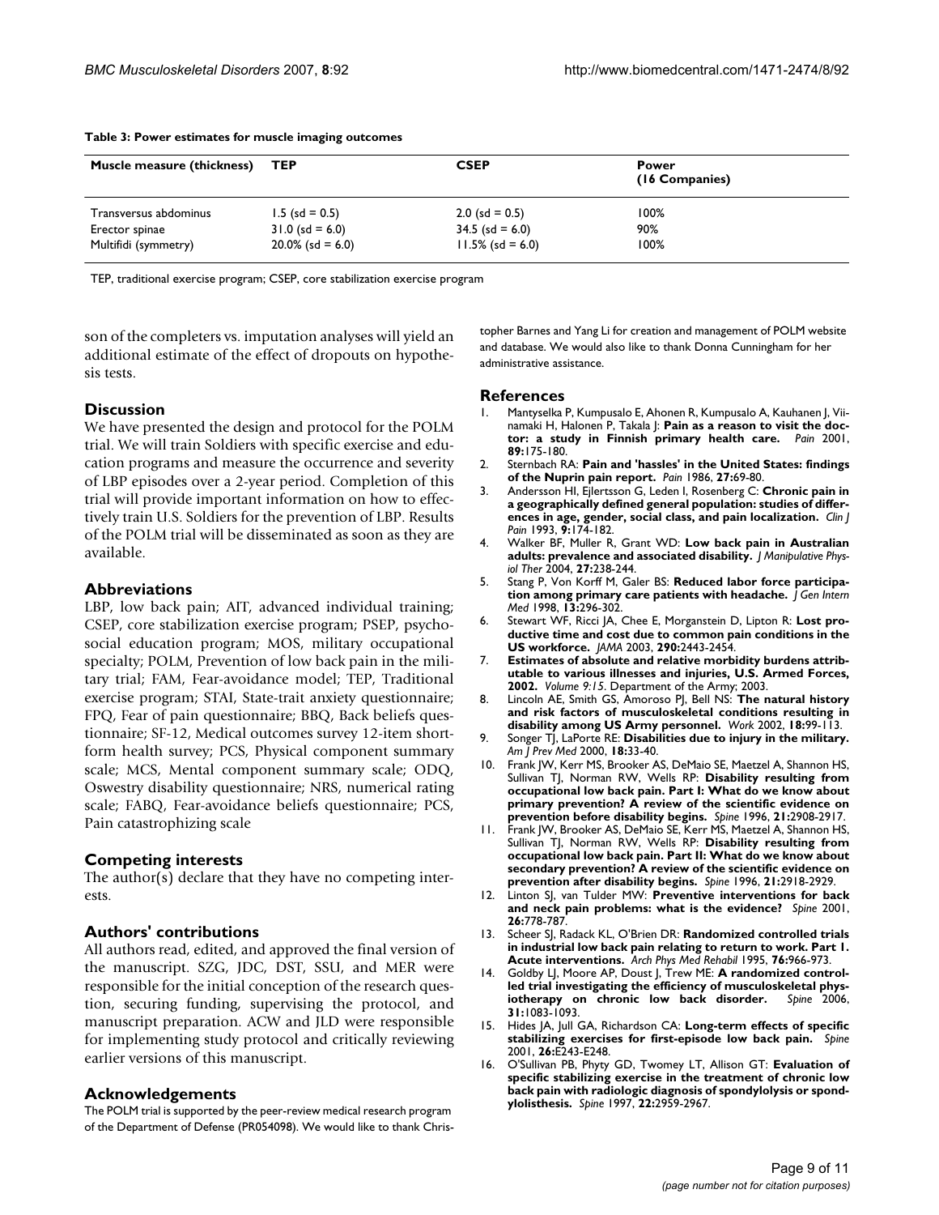**Table 3: Power estimates for muscle imaging outcomes**

| Muscle measure (thickness) | TEP | CSEP | Power (16 Companies) |
|---|---|---|---|
| Transversus abdominus | 1.5 (sd = 0.5) | 2.0 (sd = 0.5) | 100% |
| Erector spinae | 31.0 (sd = 6.0) | 34.5 (sd = 6.0) | 90% |
| Multifidi (symmetry) | 20.0% (sd = 6.0) | 11.5% (sd = 6.0) | 100% |

TEP, traditional exercise program; CSEP, core stabilization exercise program

son of the completers vs. imputation analyses will yield an additional estimate of the effect of dropouts on hypothesis tests.

## Discussion

We have presented the design and protocol for the POLM trial. We will train Soldiers with specific exercise and education programs and measure the occurrence and severity of LBP episodes over a 2-year period. Completion of this trial will provide important information on how to effectively train U.S. Soldiers for the prevention of LBP. Results of the POLM trial will be disseminated as soon as they are available.

## Abbreviations

LBP, low back pain; AIT, advanced individual training; CSEP, core stabilization exercise program; PSEP, psychosocial education program; MOS, military occupational specialty; POLM, Prevention of low back pain in the military trial; FAM, Fear-avoidance model; TEP, Traditional exercise program; STAI, State-trait anxiety questionnaire; FPQ, Fear of pain questionnaire; BBQ, Back beliefs questionnaire; SF-12, Medical outcomes survey 12-item short-form health survey; PCS, Physical component summary scale; MCS, Mental component summary scale; ODQ, Oswestry disability questionnaire; NRS, numerical rating scale; FABQ, Fear-avoidance beliefs questionnaire; PCS, Pain catastrophizing scale

## Competing interests

The author(s) declare that they have no competing interests.

## Authors' contributions

All authors read, edited, and approved the final version of the manuscript. SZG, JDC, DST, SSU, and MER were responsible for the initial conception of the research question, securing funding, supervising the protocol, and manuscript preparation. ACW and JLD were responsible for implementing study protocol and critically reviewing earlier versions of this manuscript.

## Acknowledgements

The POLM trial is supported by the peer-review medical research program of the Department of Defense (PR054098). We would like to thank Christopher Barnes and Yang Li for creation and management of POLM website and database. We would also like to thank Donna Cunningham for her administrative assistance.

## References

1. Mantyselka P, Kumpusalo E, Ahonen R, Kumpusalo A, Kauhanen J, Viinamaki H, Halonen P, Takala J: **Pain as a reason to visit the doctor: a study in Finnish primary health care.** *Pain* 2001, **89:**175-180.
2. Sternbach RA: **Pain and 'hassles' in the United States: findings of the Nuprin pain report.** *Pain* 1986, **27:**69-80.
3. Andersson HI, Ejlertsson G, Leden I, Rosenberg C: **Chronic pain in a geographically defined general population: studies of differences in age, gender, social class, and pain localization.** *Clin J Pain* 1993, **9:**174-182.
4. Walker BF, Muller R, Grant WD: **Low back pain in Australian adults: prevalence and associated disability.** *J Manipulative Physiol Ther* 2004, **27:**238-244.
5. Stang P, Von Korff M, Galer BS: **Reduced labor force participation among primary care patients with headache.** *J Gen Intern Med* 1998, **13:**296-302.
6. Stewart WF, Ricci JA, Chee E, Morganstein D, Lipton R: **Lost productive time and cost due to common pain conditions in the US workforce.** *JAMA* 2003, **290:**2443-2454.
7. **Estimates of absolute and relative morbidity burdens attributable to various illnesses and injuries, U.S. Armed Forces, 2002.** *Volume 9:15*. Department of the Army; 2003.
8. Lincoln AE, Smith GS, Amoroso PJ, Bell NS: **The natural history and risk factors of musculoskeletal conditions resulting in disability among US Army personnel.** *Work* 2002, **18:**99-113.
9. Songer TJ, LaPorte RE: **Disabilities due to injury in the military.** *Am J Prev Med* 2000, **18:**33-40.
10. Frank JW, Kerr MS, Brooker AS, DeMaio SE, Maetzel A, Shannon HS, Sullivan TJ, Norman RW, Wells RP: **Disability resulting from occupational low back pain. Part I: What do we know about primary prevention? A review of the scientific evidence on prevention before disability begins.** *Spine* 1996, **21:**2908-2917.
11. Frank JW, Brooker AS, DeMaio SE, Kerr MS, Maetzel A, Shannon HS, Sullivan TJ, Norman RW, Wells RP: **Disability resulting from occupational low back pain. Part II: What do we know about secondary prevention? A review of the scientific evidence on prevention after disability begins.** *Spine* 1996, **21:**2918-2929.
12. Linton SJ, van Tulder MW: **Preventive interventions for back and neck pain problems: what is the evidence?** *Spine* 2001, **26:**778-787.
13. Scheer SJ, Radack KL, O'Brien DR: **Randomized controlled trials in industrial low back pain relating to return to work. Part 1. Acute interventions.** *Arch Phys Med Rehabil* 1995, **76:**966-973.
14. Goldby LJ, Moore AP, Doust J, Trew ME: **A randomized controlled trial investigating the efficiency of musculoskeletal physiotherapy on chronic low back disorder.** *Spine* 2006, **31:**1083-1093.
15. Hides JA, Jull GA, Richardson CA: **Long-term effects of specific stabilizing exercises for first-episode low back pain.** *Spine* 2001, **26:**E243-E248.
16. O'Sullivan PB, Phyty GD, Twomey LT, Allison GT: **Evaluation of specific stabilizing exercise in the treatment of chronic low back pain with radiologic diagnosis of spondylolysis or spondylolisthesis.** *Spine* 1997, **22:**2959-2967.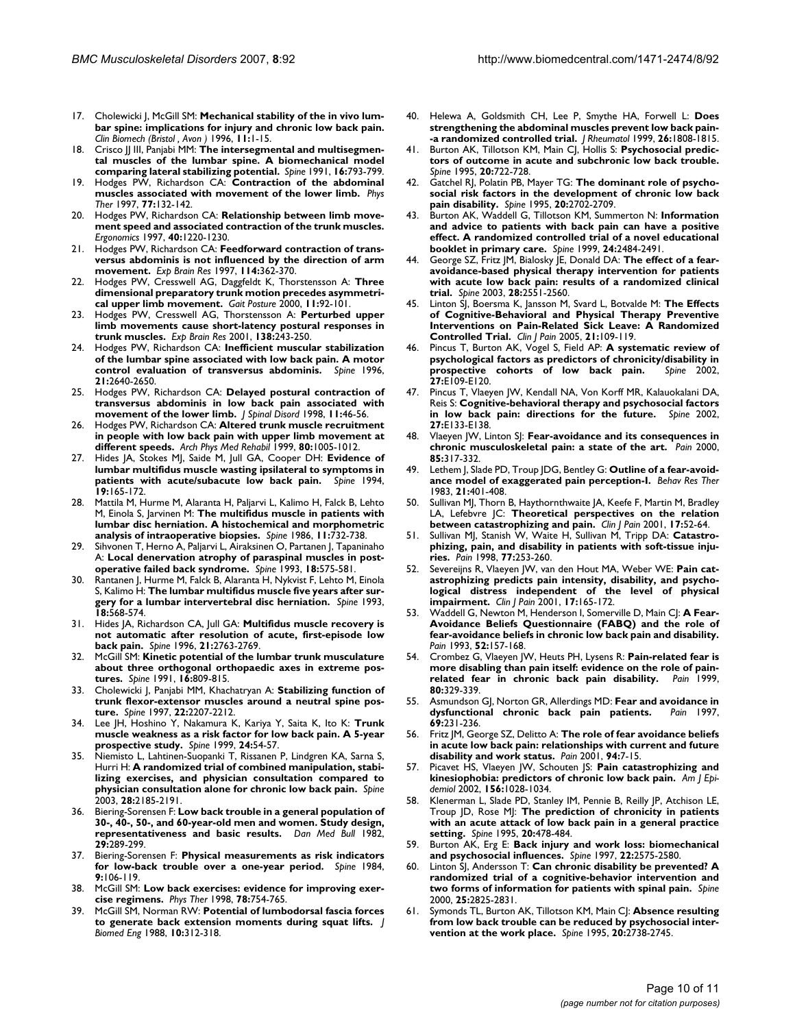17. Cholewicki J, McGill SM: **Mechanical stability of the in vivo lumbar spine: implications for injury and chronic low back pain.** *Clin Biomech (Bristol , Avon )* 1996, **11:**1-15.
18. Crisco JJ III, Panjabi MM: **The intersegmental and multisegmental muscles of the lumbar spine. A biomechanical model comparing lateral stabilizing potential.** *Spine* 1991, **16:**793-799.
19. Hodges PW, Richardson CA: **Contraction of the abdominal muscles associated with movement of the lower limb.** *Phys Ther* 1997, **77:**132-142.
20. Hodges PW, Richardson CA: **Relationship between limb movement speed and associated contraction of the trunk muscles.** *Ergonomics* 1997, **40:**1220-1230.
21. Hodges PW, Richardson CA: **Feedforward contraction of transversus abdominis is not influenced by the direction of arm movement.** *Exp Brain Res* 1997, **114:**362-370.
22. Hodges PW, Cresswell AG, Daggfeldt K, Thorstensson A: **Three dimensional preparatory trunk motion precedes asymmetrical upper limb movement.** *Gait Posture* 2000, **11:**92-101.
23. Hodges PW, Cresswell AG, Thorstensson A: **Perturbed upper limb movements cause short-latency postural responses in trunk muscles.** *Exp Brain Res* 2001, **138:**243-250.
24. Hodges PW, Richardson CA: **Inefficient muscular stabilization of the lumbar spine associated with low back pain. A motor control evaluation of transversus abdominis.** *Spine* 1996, **21:**2640-2650.
25. Hodges PW, Richardson CA: **Delayed postural contraction of transversus abdominis in low back pain associated with movement of the lower limb.** *J Spinal Disord* 1998, **11:**46-56.
26. Hodges PW, Richardson CA: **Altered trunk muscle recruitment in people with low back pain with upper limb movement at different speeds.** *Arch Phys Med Rehabil* 1999, **80:**1005-1012.
27. Hides JA, Stokes MJ, Saide M, Jull GA, Cooper DH: **Evidence of lumbar multifidus muscle wasting ipsilateral to symptoms in patients with acute/subacute low back pain.** *Spine* 1994, **19:**165-172.
28. Mattila M, Hurme M, Alaranta H, Paljarvi L, Kalimo H, Falck B, Lehto M, Einola S, Jarvinen M: **The multifidus muscle in patients with lumbar disc herniation. A histochemical and morphometric analysis of intraoperative biopsies.** *Spine* 1986, **11:**732-738.
29. Sihvonen T, Herno A, Paljarvi L, Airaksinen O, Partanen J, Tapaninaho A: **Local denervation atrophy of paraspinal muscles in postoperative failed back syndrome.** *Spine* 1993, **18:**575-581.
30. Rantanen J, Hurme M, Falck B, Alaranta H, Nykvist F, Lehto M, Einola S, Kalimo H: **The lumbar multifidus muscle five years after surgery for a lumbar intervertebral disc herniation.** *Spine* 1993, **18:**568-574.
31. Hides JA, Richardson CA, Jull GA: **Multifidus muscle recovery is not automatic after resolution of acute, first-episode low back pain.** *Spine* 1996, **21:**2763-2769.
32. McGill SM: **Kinetic potential of the lumbar trunk musculature about three orthogonal orthopaedic axes in extreme postures.** *Spine* 1991, **16:**809-815.
33. Cholewicki J, Panjabi MM, Khachatryan A: **Stabilizing function of trunk flexor-extensor muscles around a neutral spine posture.** *Spine* 1997, **22:**2207-2212.
34. Lee JH, Hoshino Y, Nakamura K, Kariya Y, Saita K, Ito K: **Trunk muscle weakness as a risk factor for low back pain. A 5-year prospective study.** *Spine* 1999, **24:**54-57.
35. Niemisto L, Lahtinen-Suopanki T, Rissanen P, Lindgren KA, Sarna S, Hurri H: **A randomized trial of combined manipulation, stabilizing exercises, and physician consultation compared to physician consultation alone for chronic low back pain.** *Spine* 2003, **28:**2185-2191.
36. Biering-Sorensen F: **Low back trouble in a general population of 30-, 40-, 50-, and 60-year-old men and women. Study design, representativeness and basic results.** *Dan Med Bull* 1982, **29:**289-299.
37. Biering-Sorensen F: **Physical measurements as risk indicators for low-back trouble over a one-year period.** *Spine* 1984, **9:**106-119.
38. McGill SM: **Low back exercises: evidence for improving exercise regimens.** *Phys Ther* 1998, **78:**754-765.
39. McGill SM, Norman RW: **Potential of lumbodorsal fascia forces to generate back extension moments during squat lifts.** *J Biomed Eng* 1988, **10:**312-318.
40. Helewa A, Goldsmith CH, Lee P, Smythe HA, Forwell L: **Does strengthening the abdominal muscles prevent low back pain--a randomized controlled trial.** *J Rheumatol* 1999, **26:**1808-1815.
41. Burton AK, Tillotson KM, Main CJ, Hollis S: **Psychosocial predictors of outcome in acute and subchronic low back trouble.** *Spine* 1995, **20:**722-728.
42. Gatchel RJ, Polatin PB, Mayer TG: **The dominant role of psychosocial risk factors in the development of chronic low back pain disability.** *Spine* 1995, **20:**2702-2709.
43. Burton AK, Waddell G, Tillotson KM, Summerton N: **Information and advice to patients with back pain can have a positive effect. A randomized controlled trial of a novel educational booklet in primary care.** *Spine* 1999, **24:**2484-2491.
44. George SZ, Fritz JM, Bialosky JE, Donald DA: **The effect of a fear-avoidance-based physical therapy intervention for patients with acute low back pain: results of a randomized clinical trial.** *Spine* 2003, **28:**2551-2560.
45. Linton SJ, Boersma K, Jansson M, Svard L, Botvalde M: **The Effects of Cognitive-Behavioral and Physical Therapy Preventive Interventions on Pain-Related Sick Leave: A Randomized Controlled Trial.** *Clin J Pain* 2005, **21:**109-119.
46. Pincus T, Burton AK, Vogel S, Field AP: **A systematic review of psychological factors as predictors of chronicity/disability in prospective cohorts of low back pain.** *Spine* 2002, **27:**E109-E120.
47. Pincus T, Vlaeyen JW, Kendall NA, Von Korff MR, Kalauokalani DA, Reis S: **Cognitive-behavioral therapy and psychosocial factors in low back pain: directions for the future.** *Spine* 2002, **27:**E133-E138.
48. Vlaeyen JW, Linton SJ: **Fear-avoidance and its consequences in chronic musculoskeletal pain: a state of the art.** *Pain* 2000, **85:**317-332.
49. Lethem J, Slade PD, Troup JDG, Bentley G: **Outline of a fear-avoidance model of exaggerated pain perception-I.** *Behav Res Ther* 1983, **21:**401-408.
50. Sullivan MJ, Thorn B, Haythornthwaite JA, Keefe F, Martin M, Bradley LA, Lefebvre JC: **Theoretical perspectives on the relation between catastrophizing and pain.** *Clin J Pain* 2001, **17:**52-64.
51. Sullivan MJ, Stanish W, Waite H, Sullivan M, Tripp DA: **Catastrophizing, pain, and disability in patients with soft-tissue injuries.** *Pain* 1998, **77:**253-260.
52. Severeijns R, Vlaeyen JW, van den Hout MA, Weber WE: **Pain catastrophizing predicts pain intensity, disability, and psychological distress independent of the level of physical impairment.** *Clin J Pain* 2001, **17:**165-172.
53. Waddell G, Newton M, Henderson I, Somerville D, Main CJ: **A Fear-Avoidance Beliefs Questionnaire (FABQ) and the role of fear-avoidance beliefs in chronic low back pain and disability.** *Pain* 1993, **52:**157-168.
54. Crombez G, Vlaeyen JW, Heuts PH, Lysens R: **Pain-related fear is more disabling than pain itself: evidence on the role of pain-related fear in chronic back pain disability.** *Pain* 1999, **80:**329-339.
55. Asmundson GJ, Norton GR, Allerdings MD: **Fear and avoidance in dysfunctional chronic back pain patients.** *Pain* 1997, **69:**231-236.
56. Fritz JM, George SZ, Delitto A: **The role of fear avoidance beliefs in acute low back pain: relationships with current and future disability and work status.** *Pain* 2001, **94:**7-15.
57. Picavet HS, Vlaeyen JW, Schouten JS: **Pain catastrophizing and kinesiophobia: predictors of chronic low back pain.** *Am J Epidemiol* 2002, **156:**1028-1034.
58. Klenerman L, Slade PD, Stanley IM, Pennie B, Reilly JP, Atchison LE, Troup JD, Rose MJ: **The prediction of chronicity in patients with an acute attack of low back pain in a general practice setting.** *Spine* 1995, **20:**478-484.
59. Burton AK, Erg E: **Back injury and work loss: biomechanical and psychosocial influences.** *Spine* 1997, **22:**2575-2580.
60. Linton SJ, Andersson T: **Can chronic disability be prevented? A randomized trial of a cognitive-behavior intervention and two forms of information for patients with spinal pain.** *Spine* 2000, **25:**2825-2831.
61. Symonds TL, Burton AK, Tillotson KM, Main CJ: **Absence resulting from low back trouble can be reduced by psychosocial intervention at the work place.** *Spine* 1995, **20:**2738-2745.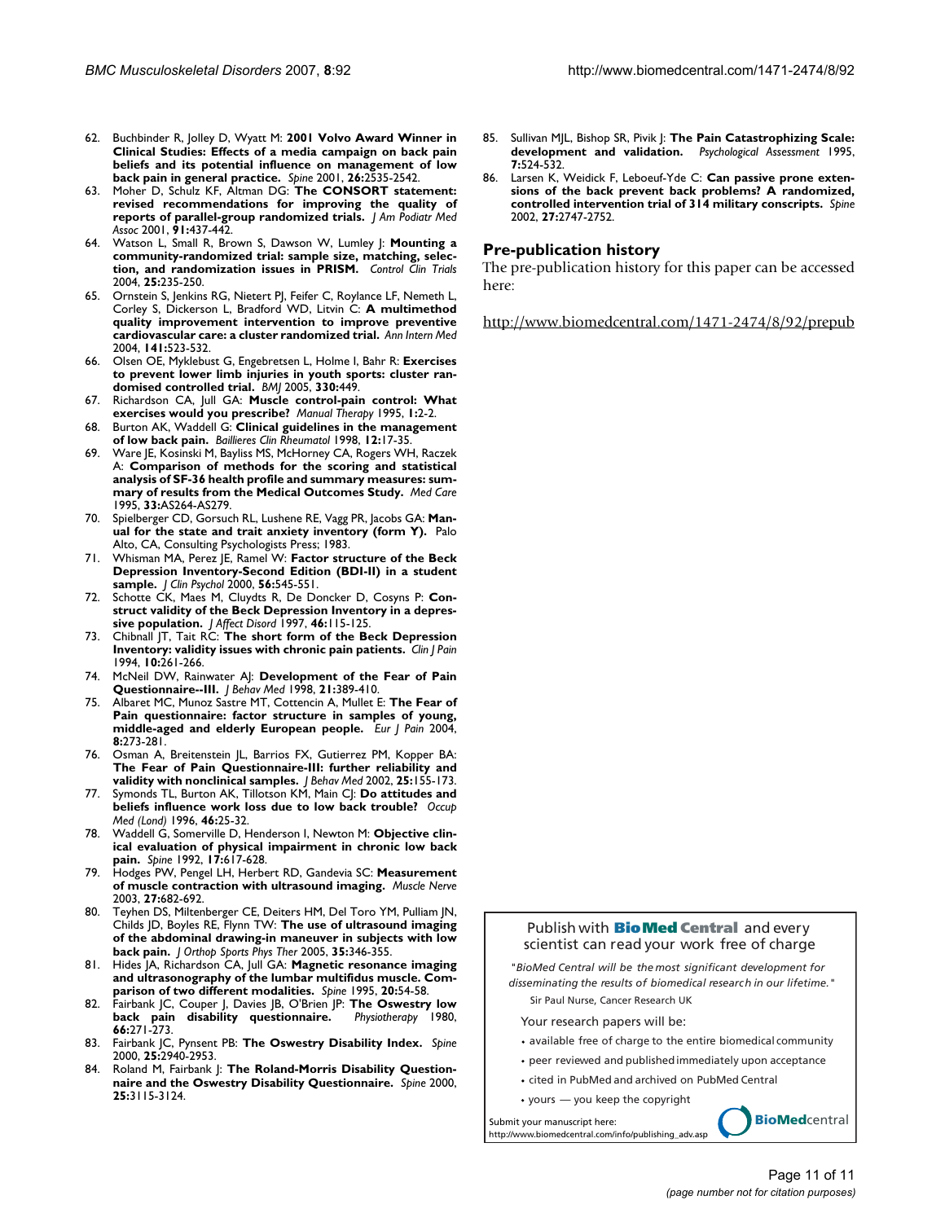62. Buchbinder R, Jolley D, Wyatt M: **2001 Volvo Award Winner in Clinical Studies: Effects of a media campaign on back pain beliefs and its potential influence on management of low back pain in general practice.** *Spine* 2001, **26:**2535-2542.
63. Moher D, Schulz KF, Altman DG: **The CONSORT statement: revised recommendations for improving the quality of reports of parallel-group randomized trials.** *J Am Podiatr Med Assoc* 2001, **91:**437-442.
64. Watson L, Small R, Brown S, Dawson W, Lumley J: **Mounting a community-randomized trial: sample size, matching, selection, and randomization issues in PRISM.** *Control Clin Trials* 2004, **25:**235-250.
65. Ornstein S, Jenkins RG, Nietert PJ, Feifer C, Roylance LF, Nemeth L, Corley S, Dickerson L, Bradford WD, Litvin C: **A multimethod quality improvement intervention to improve preventive cardiovascular care: a cluster randomized trial.** *Ann Intern Med* 2004, **141:**523-532.
66. Olsen OE, Myklebust G, Engebretsen L, Holme I, Bahr R: **Exercises to prevent lower limb injuries in youth sports: cluster randomised controlled trial.** *BMJ* 2005, **330:**449.
67. Richardson CA, Jull GA: **Muscle control-pain control: What exercises would you prescribe?** *Manual Therapy* 1995, **1:**2-2.
68. Burton AK, Waddell G: **Clinical guidelines in the management of low back pain.** *Baillieres Clin Rheumatol* 1998, **12:**17-35.
69. Ware JE, Kosinski M, Bayliss MS, McHorney CA, Rogers WH, Raczek A: **Comparison of methods for the scoring and statistical analysis of SF-36 health profile and summary measures: summary of results from the Medical Outcomes Study.** *Med Care* 1995, **33:**AS264-AS279.
70. Spielberger CD, Gorsuch RL, Lushene RE, Vagg PR, Jacobs GA: **Manual for the state and trait anxiety inventory (form Y).** Palo Alto, CA, Consulting Psychologists Press; 1983.
71. Whisman MA, Perez JE, Ramel W: **Factor structure of the Beck Depression Inventory-Second Edition (BDI-II) in a student sample.** *J Clin Psychol* 2000, **56:**545-551.
72. Schotte CK, Maes M, Cluydts R, De Doncker D, Cosyns P: **Construct validity of the Beck Depression Inventory in a depressive population.** *J Affect Disord* 1997, **46:**115-125.
73. Chibnall JT, Tait RC: **The short form of the Beck Depression Inventory: validity issues with chronic pain patients.** *Clin J Pain* 1994, **10:**261-266.
74. McNeil DW, Rainwater AJ: **Development of the Fear of Pain Questionnaire--III.** *J Behav Med* 1998, **21:**389-410.
75. Albaret MC, Munoz Sastre MT, Cottencin A, Mullet E: **The Fear of Pain questionnaire: factor structure in samples of young, middle-aged and elderly European people.** *Eur J Pain* 2004, **8:**273-281.
76. Osman A, Breitenstein JL, Barrios FX, Gutierrez PM, Kopper BA: **The Fear of Pain Questionnaire-III: further reliability and validity with nonclinical samples.** *J Behav Med* 2002, **25:**155-173.
77. Symonds TL, Burton AK, Tillotson KM, Main CJ: **Do attitudes and beliefs influence work loss due to low back trouble?** *Occup Med (Lond)* 1996, **46:**25-32.
78. Waddell G, Somerville D, Henderson I, Newton M: **Objective clinical evaluation of physical impairment in chronic low back pain.** *Spine* 1992, **17:**617-628.
79. Hodges PW, Pengel LH, Herbert RD, Gandevia SC: **Measurement of muscle contraction with ultrasound imaging.** *Muscle Nerve* 2003, **27:**682-692.
80. Teyhen DS, Miltenberger CE, Deiters HM, Del Toro YM, Pulliam JN, Childs JD, Boyles RE, Flynn TW: **The use of ultrasound imaging of the abdominal drawing-in maneuver in subjects with low back pain.** *J Orthop Sports Phys Ther* 2005, **35:**346-355.
81. Hides JA, Richardson CA, Jull GA: **Magnetic resonance imaging and ultrasonography of the lumbar multifidus muscle. Comparison of two different modalities.** *Spine* 1995, **20:**54-58.
82. Fairbank JC, Couper J, Davies JB, O'Brien JP: **The Oswestry low back pain disability questionnaire.** *Physiotherapy* 1980, **66:**271-273.
83. Fairbank JC, Pynsent PB: **The Oswestry Disability Index.** *Spine* 2000, **25:**2940-2953.
84. Roland M, Fairbank J: **The Roland-Morris Disability Questionnaire and the Oswestry Disability Questionnaire.** *Spine* 2000, **25:**3115-3124.
85. Sullivan MJL, Bishop SR, Pivik J: **The Pain Catastrophizing Scale: development and validation.** *Psychological Assessment* 1995, **7:**524-532.
86. Larsen K, Weidick F, Leboeuf-Yde C: **Can passive prone extensions of the back prevent back problems? A randomized, controlled intervention trial of 314 military conscripts.** *Spine* 2002, **27:**2747-2752.

## Pre-publication history

The pre-publication history for this paper can be accessed here:

http://www.biomedcentral.com/1471-2474/8/92/prepub

Publish with **BioMed Central** and every scientist can read your work free of charge

*"BioMed Central will be the most significant development for disseminating the results of biomedical research in our lifetime."*

Sir Paul Nurse, Cancer Research UK

Your research papers will be:

- available free of charge to the entire biomedical community
- peer reviewed and published immediately upon acceptance
- cited in PubMed and archived on PubMed Central
- yours — you keep the copyright

Submit your manuscript here:
http://www.biomedcentral.com/info/publishing_adv.asp

**BioMed**central